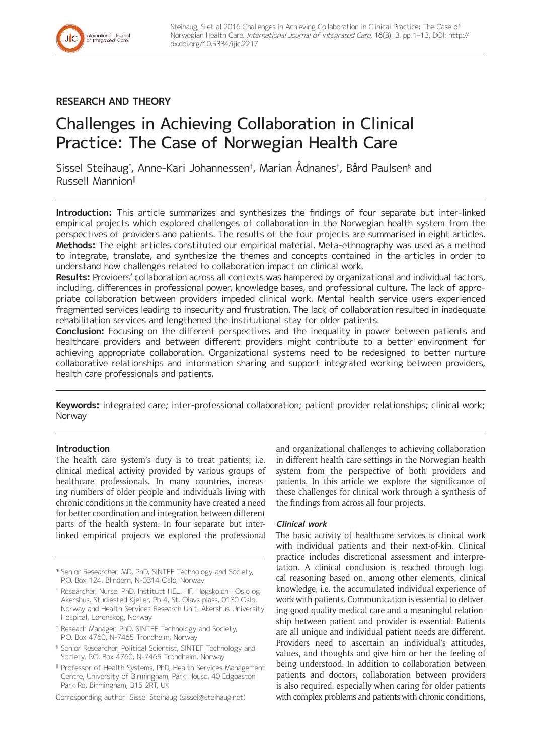**RESEARCH AND THEORY**

# Challenges in Achieving Collaboration in Clinical Practice: The Case of Norwegian Health Care

Sissel Steihaug*, Anne-Kari Johannessen†, Marian Ådnanes‡, Bård Paulsen§ and Russell Mannion‖

**Introduction:** This article summarizes and synthesizes the findings of four separate but inter-linked empirical projects which explored challenges of collaboration in the Norwegian health system from the perspectives of providers and patients. The results of the four projects are summarised in eight articles.

**Methods:** The eight articles constituted our empirical material. Meta-ethnography was used as a method to integrate, translate, and synthesize the themes and concepts contained in the articles in order to understand how challenges related to collaboration impact on clinical work.

**Results:** Providers' collaboration across all contexts was hampered by organizational and individual factors, including, differences in professional power, knowledge bases, and professional culture. The lack of appropriate collaboration between providers impeded clinical work. Mental health service users experienced fragmented services leading to insecurity and frustration. The lack of collaboration resulted in inadequate rehabilitation services and lengthened the institutional stay for older patients.

**Conclusion:** Focusing on the different perspectives and the inequality in power between patients and healthcare providers and between different providers might contribute to a better environment for achieving appropriate collaboration. Organizational systems need to be redesigned to better nurture collaborative relationships and information sharing and support integrated working between providers, health care professionals and patients.

**Keywords:** integrated care; inter-professional collaboration; patient provider relationships; clinical work; Norway

## Introduction

The health care system's duty is to treat patients; i.e. clinical medical activity provided by various groups of healthcare professionals. In many countries, increasing numbers of older people and individuals living with chronic conditions in the community have created a need for better coordination and integration between different parts of the health system. In four separate but inter-linked empirical projects we explored the professional and organizational challenges to achieving collaboration in different health care settings in the Norwegian health system from the perspective of both providers and patients. In this article we explore the significance of these challenges for clinical work through a synthesis of the findings from across all four projects.

### *Clinical work*

The basic activity of healthcare services is clinical work with individual patients and their next-of-kin. Clinical practice includes discretional assessment and interpretation. A clinical conclusion is reached through logical reasoning based on, among other elements, clinical knowledge, i.e. the accumulated individual experience of work with patients. Communication is essential to delivering good quality medical care and a meaningful relationship between patient and provider is essential. Patients are all unique and individual patient needs are different. Providers need to ascertain an individual's attitudes, values, and thoughts and give him or her the feeling of being understood. In addition to collaboration between patients and doctors, collaboration between providers is also required, especially when caring for older patients with complex problems and patients with chronic conditions,

---

\* Senior Researcher, MD, PhD, SINTEF Technology and Society, P.O. Box 124, Blindern, N-0314 Oslo, Norway

† Researcher, Nurse, PhD, Institutt HEL, HF, Høgskolen i Oslo og Akershus, Studiested Kjeller, Pb 4, St. Olavs plass, 0130 Oslo, Norway and Health Services Research Unit, Akershus University Hospital, Lørenskog, Norway

‡ Reseach Manager, PhD, SINTEF Technology and Society, P.O. Box 4760, N-7465 Trondheim, Norway

§ Senior Researcher, Political Scientist, SINTEF Technology and Society, P.O. Box 4760, N-7465 Trondheim, Norway

‖ Professor of Health Systems, PhD, Health Services Management Centre, University of Birmingham, Park House, 40 Edgbaston Park Rd, Birmingham, B15 2RT, UK

Corresponding author: Sissel Steihaug (sissel@steihaug.net)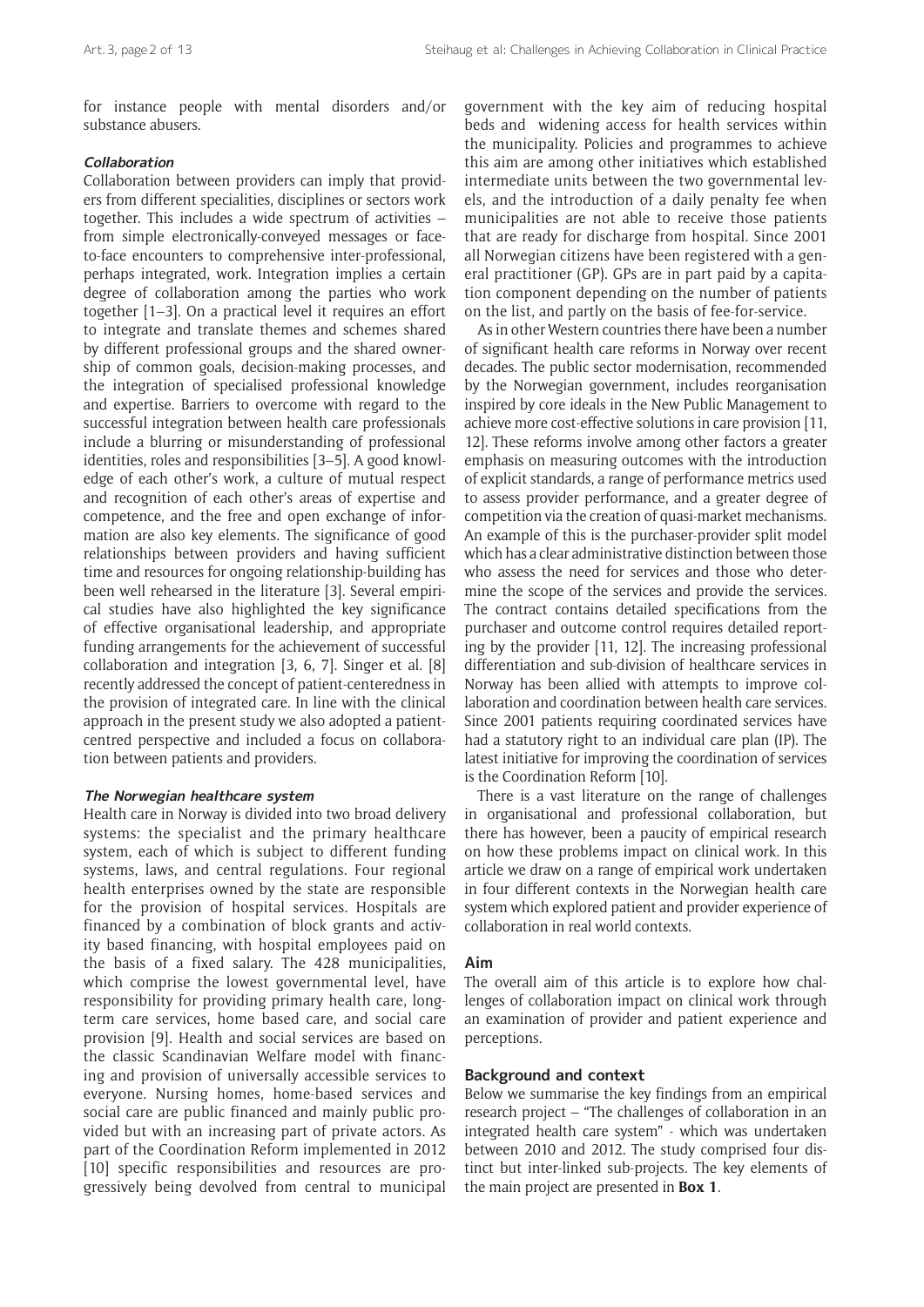for instance people with mental disorders and/or substance abusers.

### *Collaboration*

Collaboration between providers can imply that providers from different specialities, disciplines or sectors work together. This includes a wide spectrum of activities – from simple electronically-conveyed messages or face-to-face encounters to comprehensive inter-professional, perhaps integrated, work. Integration implies a certain degree of collaboration among the parties who work together [1–3]. On a practical level it requires an effort to integrate and translate themes and schemes shared by different professional groups and the shared ownership of common goals, decision-making processes, and the integration of specialised professional knowledge and expertise. Barriers to overcome with regard to the successful integration between health care professionals include a blurring or misunderstanding of professional identities, roles and responsibilities [3–5]. A good knowledge of each other's work, a culture of mutual respect and recognition of each other's areas of expertise and competence, and the free and open exchange of information are also key elements. The significance of good relationships between providers and having sufficient time and resources for ongoing relationship-building has been well rehearsed in the literature [3]. Several empirical studies have also highlighted the key significance of effective organisational leadership, and appropriate funding arrangements for the achievement of successful collaboration and integration [3, 6, 7]. Singer et al. [8] recently addressed the concept of patient-centeredness in the provision of integrated care. In line with the clinical approach in the present study we also adopted a patient-centred perspective and included a focus on collaboration between patients and providers.

### *The Norwegian healthcare system*

Health care in Norway is divided into two broad delivery systems: the specialist and the primary healthcare system, each of which is subject to different funding systems, laws, and central regulations. Four regional health enterprises owned by the state are responsible for the provision of hospital services. Hospitals are financed by a combination of block grants and activity based financing, with hospital employees paid on the basis of a fixed salary. The 428 municipalities, which comprise the lowest governmental level, have responsibility for providing primary health care, long-term care services, home based care, and social care provision [9]. Health and social services are based on the classic Scandinavian Welfare model with financing and provision of universally accessible services to everyone. Nursing homes, home-based services and social care are public financed and mainly public provided but with an increasing part of private actors. As part of the Coordination Reform implemented in 2012 [10] specific responsibilities and resources are progressively being devolved from central to municipal government with the key aim of reducing hospital beds and widening access for health services within the municipality. Policies and programmes to achieve this aim are among other initiatives which established intermediate units between the two governmental levels, and the introduction of a daily penalty fee when municipalities are not able to receive those patients that are ready for discharge from hospital. Since 2001 all Norwegian citizens have been registered with a general practitioner (GP). GPs are in part paid by a capitation component depending on the number of patients on the list, and partly on the basis of fee-for-service.

As in other Western countries there have been a number of significant health care reforms in Norway over recent decades. The public sector modernisation, recommended by the Norwegian government, includes reorganisation inspired by core ideals in the New Public Management to achieve more cost-effective solutions in care provision [11, 12]. These reforms involve among other factors a greater emphasis on measuring outcomes with the introduction of explicit standards, a range of performance metrics used to assess provider performance, and a greater degree of competition via the creation of quasi-market mechanisms. An example of this is the purchaser-provider split model which has a clear administrative distinction between those who assess the need for services and those who determine the scope of the services and provide the services. The contract contains detailed specifications from the purchaser and outcome control requires detailed reporting by the provider [11, 12]. The increasing professional differentiation and sub-division of healthcare services in Norway has been allied with attempts to improve collaboration and coordination between health care services. Since 2001 patients requiring coordinated services have had a statutory right to an individual care plan (IP). The latest initiative for improving the coordination of services is the Coordination Reform [10].

There is a vast literature on the range of challenges in organisational and professional collaboration, but there has however, been a paucity of empirical research on how these problems impact on clinical work. In this article we draw on a range of empirical work undertaken in four different contexts in the Norwegian health care system which explored patient and provider experience of collaboration in real world contexts.

## Aim

The overall aim of this article is to explore how challenges of collaboration impact on clinical work through an examination of provider and patient experience and perceptions.

## Background and context

Below we summarise the key findings from an empirical research project – "The challenges of collaboration in an integrated health care system" - which was undertaken between 2010 and 2012. The study comprised four distinct but inter-linked sub-projects. The key elements of the main project are presented in **Box 1**.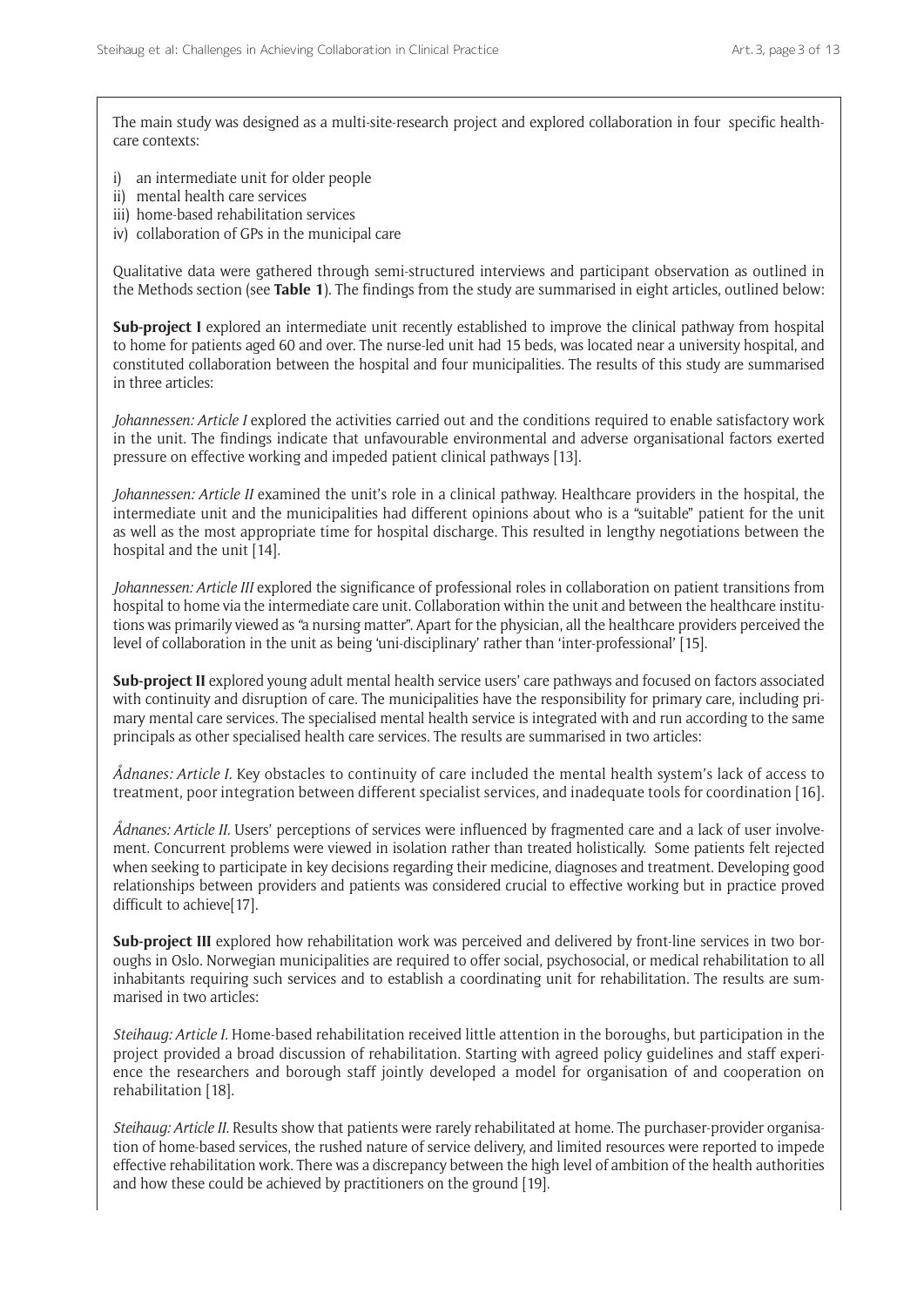The main study was designed as a multi-site-research project and explored collaboration in four specific healthcare contexts:

i) an intermediate unit for older people
ii) mental health care services
iii) home-based rehabilitation services
iv) collaboration of GPs in the municipal care

Qualitative data were gathered through semi-structured interviews and participant observation as outlined in the Methods section (see **Table 1**). The findings from the study are summarised in eight articles, outlined below:

**Sub-project I** explored an intermediate unit recently established to improve the clinical pathway from hospital to home for patients aged 60 and over. The nurse-led unit had 15 beds, was located near a university hospital, and constituted collaboration between the hospital and four municipalities. The results of this study are summarised in three articles:

*Johannessen: Article I* explored the activities carried out and the conditions required to enable satisfactory work in the unit. The findings indicate that unfavourable environmental and adverse organisational factors exerted pressure on effective working and impeded patient clinical pathways [13].

*Johannessen: Article II* examined the unit's role in a clinical pathway. Healthcare providers in the hospital, the intermediate unit and the municipalities had different opinions about who is a "suitable" patient for the unit as well as the most appropriate time for hospital discharge. This resulted in lengthy negotiations between the hospital and the unit [14].

*Johannessen: Article III* explored the significance of professional roles in collaboration on patient transitions from hospital to home via the intermediate care unit. Collaboration within the unit and between the healthcare institutions was primarily viewed as "a nursing matter". Apart for the physician, all the healthcare providers perceived the level of collaboration in the unit as being 'uni-disciplinary' rather than 'inter-professional' [15].

**Sub-project II** explored young adult mental health service users' care pathways and focused on factors associated with continuity and disruption of care. The municipalities have the responsibility for primary care, including primary mental care services. The specialised mental health service is integrated with and run according to the same principals as other specialised health care services. The results are summarised in two articles:

*Ådnanes: Article I.* Key obstacles to continuity of care included the mental health system's lack of access to treatment, poor integration between different specialist services, and inadequate tools for coordination [16].

*Ådnanes: Article II.* Users' perceptions of services were influenced by fragmented care and a lack of user involvement. Concurrent problems were viewed in isolation rather than treated holistically. Some patients felt rejected when seeking to participate in key decisions regarding their medicine, diagnoses and treatment. Developing good relationships between providers and patients was considered crucial to effective working but in practice proved difficult to achieve[17].

**Sub-project III** explored how rehabilitation work was perceived and delivered by front-line services in two boroughs in Oslo. Norwegian municipalities are required to offer social, psychosocial, or medical rehabilitation to all inhabitants requiring such services and to establish a coordinating unit for rehabilitation. The results are summarised in two articles:

*Steihaug: Article I.* Home-based rehabilitation received little attention in the boroughs, but participation in the project provided a broad discussion of rehabilitation. Starting with agreed policy guidelines and staff experience the researchers and borough staff jointly developed a model for organisation of and cooperation on rehabilitation [18].

*Steihaug: Article II.* Results show that patients were rarely rehabilitated at home. The purchaser-provider organisation of home-based services, the rushed nature of service delivery, and limited resources were reported to impede effective rehabilitation work. There was a discrepancy between the high level of ambition of the health authorities and how these could be achieved by practitioners on the ground [19].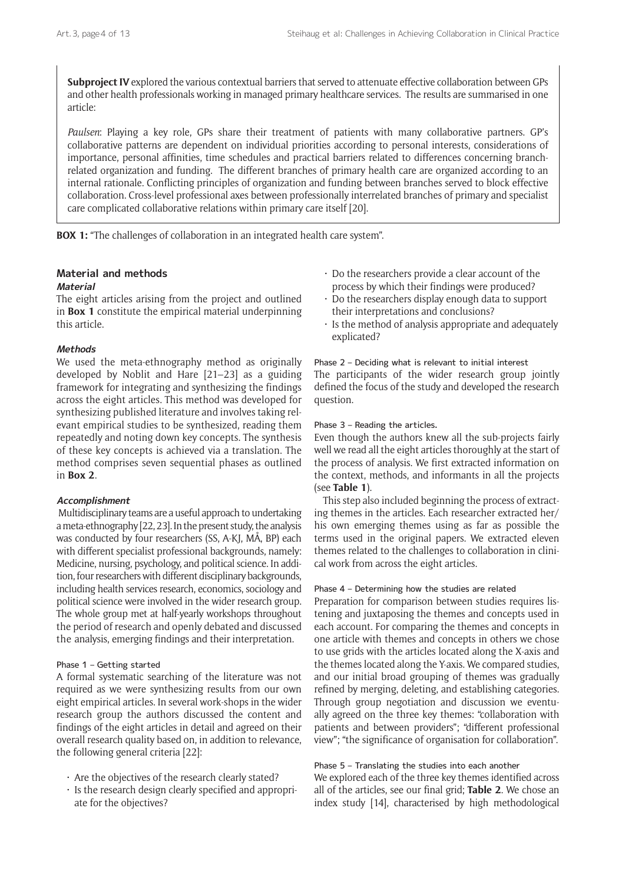**Subproject IV** explored the various contextual barriers that served to attenuate effective collaboration between GPs and other health professionals working in managed primary healthcare services. The results are summarised in one article:

*Paulsen*: Playing a key role, GPs share their treatment of patients with many collaborative partners. GP's collaborative patterns are dependent on individual priorities according to personal interests, considerations of importance, personal affinities, time schedules and practical barriers related to differences concerning branch-related organization and funding. The different branches of primary health care are organized according to an internal rationale. Conflicting principles of organization and funding between branches served to block effective collaboration. Cross-level professional axes between professionally interrelated branches of primary and specialist care complicated collaborative relations within primary care itself [20].

**BOX 1:** "The challenges of collaboration in an integrated health care system".

## Material and methods

### Material

The eight articles arising from the project and outlined in **Box 1** constitute the empirical material underpinning this article.

### Methods

We used the meta-ethnography method as originally developed by Noblit and Hare [21–23] as a guiding framework for integrating and synthesizing the findings across the eight articles. This method was developed for synthesizing published literature and involves taking relevant empirical studies to be synthesized, reading them repeatedly and noting down key concepts. The synthesis of these key concepts is achieved via a translation. The method comprises seven sequential phases as outlined in **Box 2**.

### Accomplishment

Multidisciplinary teams are a useful approach to undertaking a meta-ethnography [22, 23]. In the present study, the analysis was conducted by four researchers (SS, A-KJ, MÅ, BP) each with different specialist professional backgrounds, namely: Medicine, nursing, psychology, and political science. In addition, four researchers with different disciplinary backgrounds, including health services research, economics, sociology and political science were involved in the wider research group. The whole group met at half-yearly workshops throughout the period of research and openly debated and discussed the analysis, emerging findings and their interpretation.

#### Phase 1 – Getting started

A formal systematic searching of the literature was not required as we were synthesizing results from our own eight empirical articles. In several work-shops in the wider research group the authors discussed the content and findings of the eight articles in detail and agreed on their overall research quality based on, in addition to relevance, the following general criteria [22]:

- Are the objectives of the research clearly stated?
- Is the research design clearly specified and appropriate for the objectives?
- Do the researchers provide a clear account of the process by which their findings were produced?
- Do the researchers display enough data to support their interpretations and conclusions?
- Is the method of analysis appropriate and adequately explicated?

#### Phase 2 – Deciding what is relevant to initial interest

The participants of the wider research group jointly defined the focus of the study and developed the research question.

#### Phase 3 – Reading the articles.

Even though the authors knew all the sub-projects fairly well we read all the eight articles thoroughly at the start of the process of analysis. We first extracted information on the context, methods, and informants in all the projects (see **Table 1**).

This step also included beginning the process of extracting themes in the articles. Each researcher extracted her/his own emerging themes using as far as possible the terms used in the original papers. We extracted eleven themes related to the challenges to collaboration in clinical work from across the eight articles.

#### Phase 4 – Determining how the studies are related

Preparation for comparison between studies requires listening and juxtaposing the themes and concepts used in each account. For comparing the themes and concepts in one article with themes and concepts in others we chose to use grids with the articles located along the X-axis and the themes located along the Y-axis. We compared studies, and our initial broad grouping of themes was gradually refined by merging, deleting, and establishing categories. Through group negotiation and discussion we eventually agreed on the three key themes: "collaboration with patients and between providers"; "different professional view"; "the significance of organisation for collaboration".

#### Phase 5 – Translating the studies into each another

We explored each of the three key themes identified across all of the articles, see our final grid; **Table 2**. We chose an index study [14], characterised by high methodological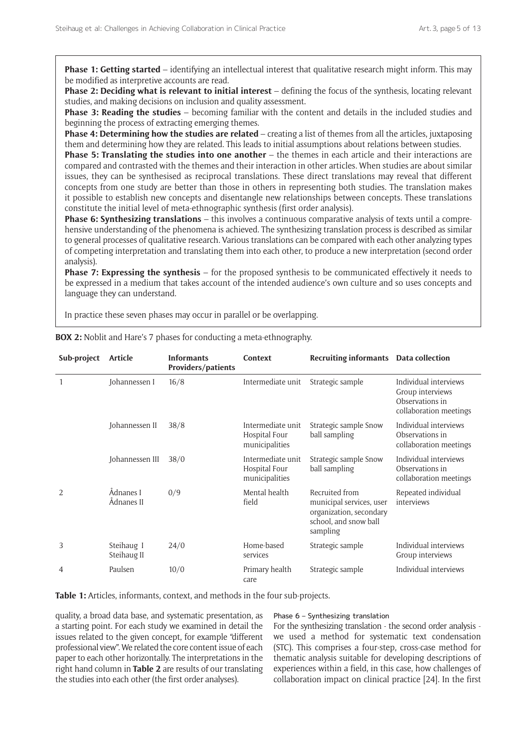**Phase 1: Getting started** – identifying an intellectual interest that qualitative research might inform. This may be modified as interpretive accounts are read.

**Phase 2: Deciding what is relevant to initial interest** – defining the focus of the synthesis, locating relevant studies, and making decisions on inclusion and quality assessment.

**Phase 3: Reading the studies** – becoming familiar with the content and details in the included studies and beginning the process of extracting emerging themes.

**Phase 4: Determining how the studies are related** – creating a list of themes from all the articles, juxtaposing them and determining how they are related. This leads to initial assumptions about relations between studies.

**Phase 5: Translating the studies into one another** – the themes in each article and their interactions are compared and contrasted with the themes and their interaction in other articles. When studies are about similar issues, they can be synthesised as reciprocal translations. These direct translations may reveal that different concepts from one study are better than those in others in representing both studies. The translation makes it possible to establish new concepts and disentangle new relationships between concepts. These translations constitute the initial level of meta-ethnographic synthesis (first order analysis).

**Phase 6: Synthesizing translations** – this involves a continuous comparative analysis of texts until a comprehensive understanding of the phenomena is achieved. The synthesizing translation process is described as similar to general processes of qualitative research. Various translations can be compared with each other analyzing types of competing interpretation and translating them into each other, to produce a new interpretation (second order analysis).

**Phase 7: Expressing the synthesis** – for the proposed synthesis to be communicated effectively it needs to be expressed in a medium that takes account of the intended audience's own culture and so uses concepts and language they can understand.

In practice these seven phases may occur in parallel or be overlapping.

**BOX 2:** Noblit and Hare's 7 phases for conducting a meta-ethnography.

| Sub-project | Article | Informants Providers/patients | Context | Recruiting informants | Data collection |
|---|---|---|---|---|---|
| 1 | Johannessen I | 16/8 | Intermediate unit | Strategic sample | Individual interviews<br>Group interviews<br>Observations in collaboration meetings |
| | Johannessen II | 38/8 | Intermediate unit<br>Hospital Four municipalities | Strategic sample Snow ball sampling | Individual interviews<br>Observations in collaboration meetings |
| | Johannessen III | 38/0 | Intermediate unit<br>Hospital Four municipalities | Strategic sample Snow ball sampling | Individual interviews<br>Observations in collaboration meetings |
| 2 | Ådnanes I<br>Ådnanes II | 0/9 | Mental health field | Recruited from municipal services, user organization, secondary school, and snow ball sampling | Repeated individual interviews |
| 3 | Steihaug I<br>Steihaug II | 24/0 | Home-based services | Strategic sample | Individual interviews<br>Group interviews |
| 4 | Paulsen | 10/0 | Primary health care | Strategic sample | Individual interviews |

**Table 1:** Articles, informants, context, and methods in the four sub-projects.

quality, a broad data base, and systematic presentation, as a starting point. For each study we examined in detail the issues related to the given concept, for example "different professional view". We related the core content issue of each paper to each other horizontally. The interpretations in the right hand column in **Table 2** are results of our translating the studies into each other (the first order analyses).

#### Phase 6 – Synthesizing translation

For the synthesizing translation - the second order analysis - we used a method for systematic text condensation (STC). This comprises a four-step, cross-case method for thematic analysis suitable for developing descriptions of experiences within a field, in this case, how challenges of collaboration impact on clinical practice [24]. In the first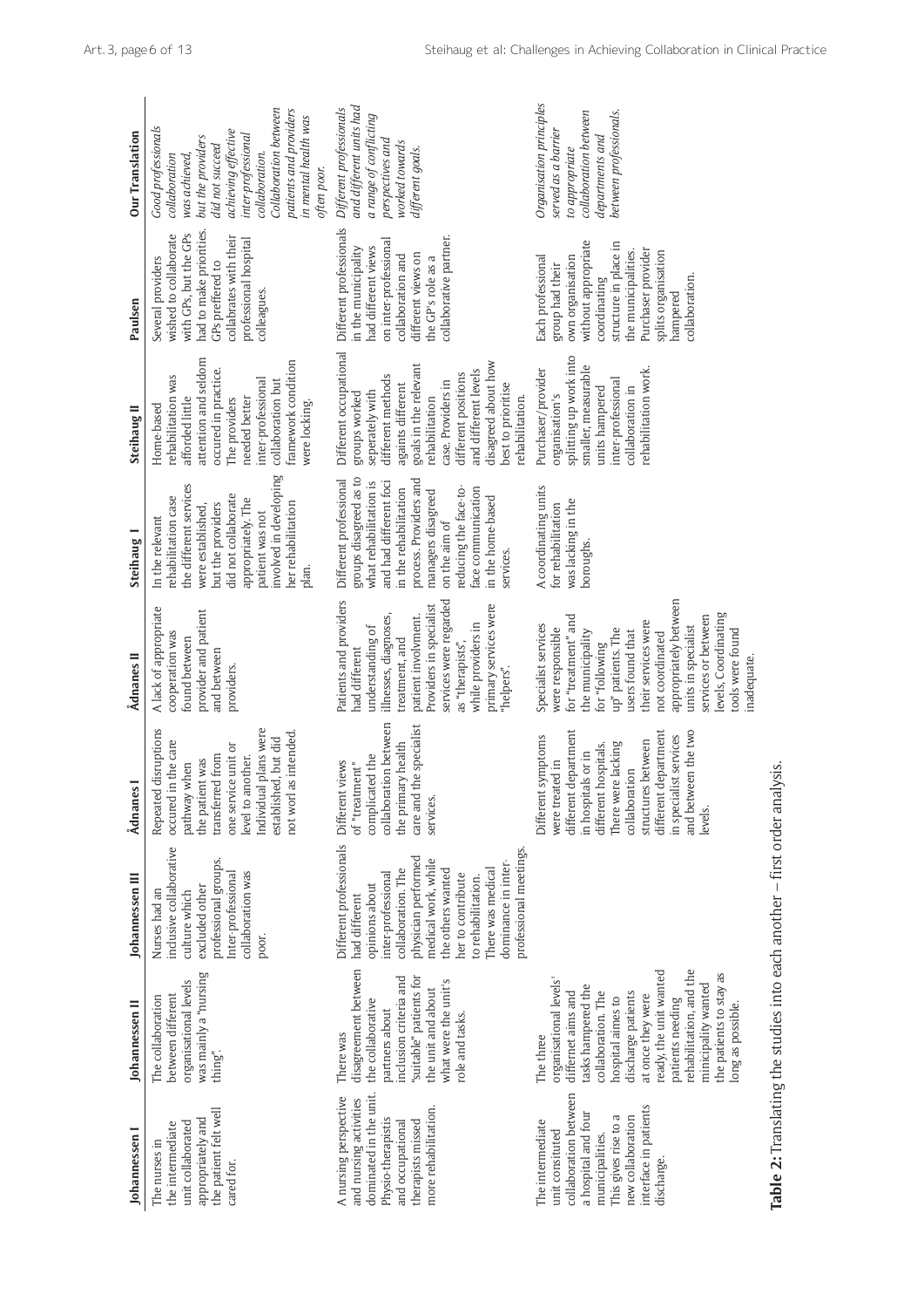| Johannessen I | Johannessen II | Johannessen III | Ådnanes I | Ådnanes II | Steihaug I | Steihaug II | Paulsen | Our Translation |
|---|---|---|---|---|---|---|---|---|
| The nurses in the intermediate unit collaborated appropriately and the patient felt well cared for. | The collaboration between different organisational levels was mainly a "nursing thing". | Nurses had an inclusive collaborative culture which excluded other professional groups. Inter-professional collaboration was poor. | Repeated disruptions occured in the care pathway when the patient was transferred from one service unit or level to another. Individual plans were established, but did not worl as intended. | A lack of appropriate cooperation was found between provider and patient and between providers. | In the relevant rehabilitation case the different services were established, but the providers did not collaborate appropriately. The patient was not involved in developing her rehabilitation plan. | Home-based rehabilitation was afforded little attention and seldom occured in practice. The providers needed better inter-professional collaboration but framework condition were locking. | Several providers wished to collaborate with GPs, but the GPs had to make priorities. GPs preffered to collabrates with their professional hospital colleagues. | *Good professionals collaboration was achieved, but the providers did not succeed achieving effective inter-professional collaboration. Collaboration between patients and providers in mental health was often poor.* |
| A nursing perspective and nursing activities dominated in the unit. Physio-therapists and occupational therapists missed more rehabilitation. | There was disagreement between the collaborative partners about inclusion criteria and 'suitable' patients for the unit and about what were the unit's role and tasks. | Different professionals had different opinions about inter-professional collaboration. The physician performed medical work, while the others wanted her to contribute to rehabilitation. There was medical dominance in inter-professional meetings. | Different views of "treatment" complicated the collaboration between the primary health care and the specialist services. | Patients and providers had different understanding of illnesses, diagnoses, treatment, and patient involvment. Providers in specialist services were regarded as "therapists", while providers in primary services were "helpers". | Different professional groups disagreed as to what rehabilitation is and had different foci in the rehabilitation process. Providers and managers disagred on the aim of reducing the face-to-face communication in the home-based services. | Different occupational groups worked seperately with different methods againts different goals in the relevant rehabilitation case. Providers in different positions and different levels disagreed about how best to prioritise rehabilitation. | Different professionals in the municipality had different views on inter-professional collaboration and different views on the GP's role as a collaborative partner. | *Different professionals and different units had a range of conflicting perspectives and worked towards different goals.* |
| The intermediate unit consituted collaboration between a hospital and four municipalities. This gives rise to a new collaboration interface in patients discharge. | The three organisational levels' differnet aims and tasks hampered the collaboration. The hospital aimes to discharge patients at once they were ready, the unit wanted patients needing rehabilitation, and the minicipality wanted the patients to stay as long as possible. | | Different symptoms were treated in different department in hospitals or in different hospitals. There were lacking collaboration structures between different department in specialist services and between the two levels. | Specialist services were responsible for "treatment" and the municipality for "following up" patients. The users found that their services were not coordinated appropriately between units in specialist services or between levels, Coordinating tools were found inadequate. | A coordinating units for rehabilitation was lacking in the boroughs. | Purchaser/provider organisation's splitting up work into smaller, measurable units hampered inter-professional collaboration in rehabilitation work. | Each professional group had their own organisation without appropriate coordinating structure in place in the municipalities. Purchaser provider splits organisation hampered collaboration. | *Organisation principles served as a barrier to appropriate collaboration between departments and between professionals.* |

**Table 2:** Translating the studies into each another – first order analysis.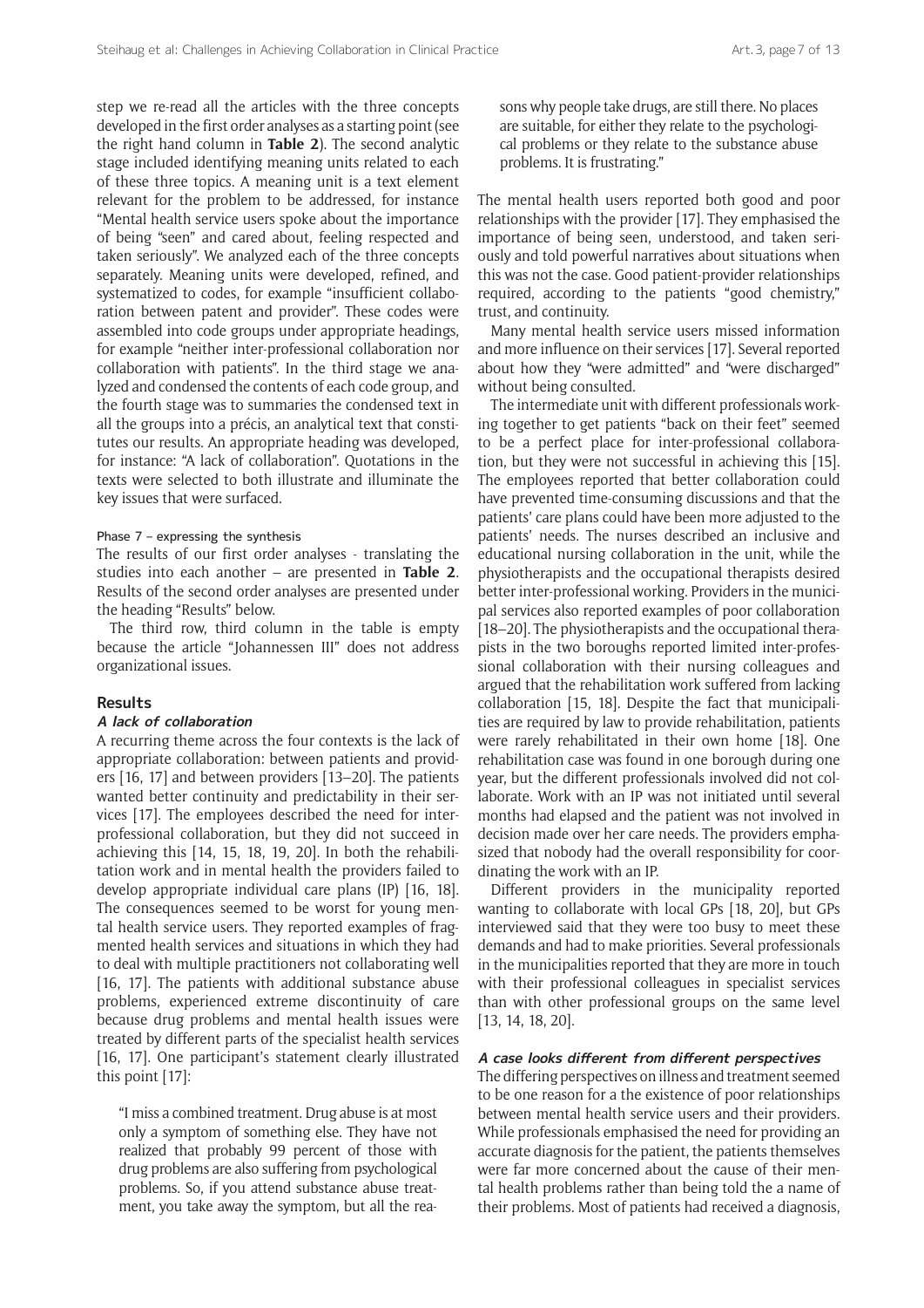step we re-read all the articles with the three concepts developed in the first order analyses as a starting point (see the right hand column in **Table 2**). The second analytic stage included identifying meaning units related to each of these three topics. A meaning unit is a text element relevant for the problem to be addressed, for instance "Mental health service users spoke about the importance of being "seen" and cared about, feeling respected and taken seriously". We analyzed each of the three concepts separately. Meaning units were developed, refined, and systematized to codes, for example "insufficient collaboration between patent and provider". These codes were assembled into code groups under appropriate headings, for example "neither inter-professional collaboration nor collaboration with patients". In the third stage we analyzed and condensed the contents of each code group, and the fourth stage was to summaries the condensed text in all the groups into a précis, an analytical text that constitutes our results. An appropriate heading was developed, for instance: "A lack of collaboration". Quotations in the texts were selected to both illustrate and illuminate the key issues that were surfaced.

#### Phase 7 – expressing the synthesis

The results of our first order analyses - translating the studies into each another – are presented in **Table 2**. Results of the second order analyses are presented under the heading "Results" below.

The third row, third column in the table is empty because the article "Johannessen III" does not address organizational issues.

## Results

### A lack of collaboration

A recurring theme across the four contexts is the lack of appropriate collaboration: between patients and providers [16, 17] and between providers [13–20]. The patients wanted better continuity and predictability in their services [17]. The employees described the need for inter-professional collaboration, but they did not succeed in achieving this [14, 15, 18, 19, 20]. In both the rehabilitation work and in mental health the providers failed to develop appropriate individual care plans (IP) [16, 18]. The consequences seemed to be worst for young mental health service users. They reported examples of fragmented health services and situations in which they had to deal with multiple practitioners not collaborating well [16, 17]. The patients with additional substance abuse problems, experienced extreme discontinuity of care because drug problems and mental health issues were treated by different parts of the specialist health services [16, 17]. One participant's statement clearly illustrated this point [17]:

> "I miss a combined treatment. Drug abuse is at most only a symptom of something else. They have not realized that probably 99 percent of those with drug problems are also suffering from psychological problems. So, if you attend substance abuse treatment, you take away the symptom, but all the reasons why people take drugs, are still there. No places are suitable, for either they relate to the psychological problems or they relate to the substance abuse problems. It is frustrating."

The mental health users reported both good and poor relationships with the provider [17]. They emphasised the importance of being seen, understood, and taken seriously and told powerful narratives about situations when this was not the case. Good patient-provider relationships required, according to the patients "good chemistry," trust, and continuity.

Many mental health service users missed information and more influence on their services [17]. Several reported about how they "were admitted" and "were discharged" without being consulted.

The intermediate unit with different professionals working together to get patients "back on their feet" seemed to be a perfect place for inter-professional collaboration, but they were not successful in achieving this [15]. The employees reported that better collaboration could have prevented time-consuming discussions and that the patients' care plans could have been more adjusted to the patients' needs. The nurses described an inclusive and educational nursing collaboration in the unit, while the physiotherapists and the occupational therapists desired better inter-professional working. Providers in the municipal services also reported examples of poor collaboration [18–20]. The physiotherapists and the occupational therapists in the two boroughs reported limited inter-professional collaboration with their nursing colleagues and argued that the rehabilitation work suffered from lacking collaboration [15, 18]. Despite the fact that municipalities are required by law to provide rehabilitation, patients were rarely rehabilitated in their own home [18]. One rehabilitation case was found in one borough during one year, but the different professionals involved did not collaborate. Work with an IP was not initiated until several months had elapsed and the patient was not involved in decision made over her care needs. The providers emphasized that nobody had the overall responsibility for coordinating the work with an IP.

Different providers in the municipality reported wanting to collaborate with local GPs [18, 20], but GPs interviewed said that they were too busy to meet these demands and had to make priorities. Several professionals in the municipalities reported that they are more in touch with their professional colleagues in specialist services than with other professional groups on the same level [13, 14, 18, 20].

### A case looks different from different perspectives

The differing perspectives on illness and treatment seemed to be one reason for a the existence of poor relationships between mental health service users and their providers. While professionals emphasised the need for providing an accurate diagnosis for the patient, the patients themselves were far more concerned about the cause of their mental health problems rather than being told the a name of their problems. Most of patients had received a diagnosis,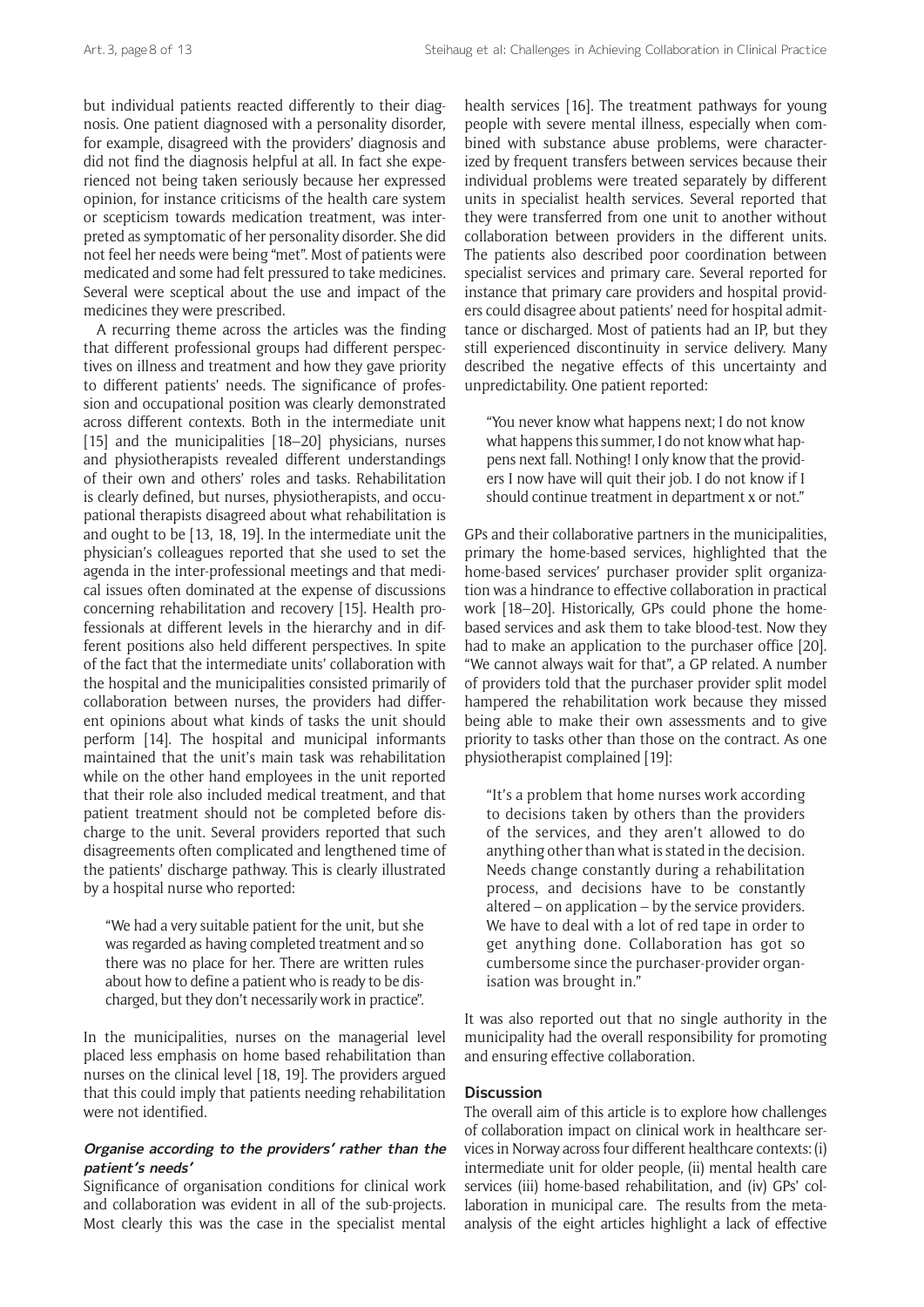but individual patients reacted differently to their diagnosis. One patient diagnosed with a personality disorder, for example, disagreed with the providers' diagnosis and did not find the diagnosis helpful at all. In fact she experienced not being taken seriously because her expressed opinion, for instance criticisms of the health care system or scepticism towards medication treatment, was interpreted as symptomatic of her personality disorder. She did not feel her needs were being "met". Most of patients were medicated and some had felt pressured to take medicines. Several were sceptical about the use and impact of the medicines they were prescribed.

A recurring theme across the articles was the finding that different professional groups had different perspectives on illness and treatment and how they gave priority to different patients' needs. The significance of profession and occupational position was clearly demonstrated across different contexts. Both in the intermediate unit [15] and the municipalities [18–20] physicians, nurses and physiotherapists revealed different understandings of their own and others' roles and tasks. Rehabilitation is clearly defined, but nurses, physiotherapists, and occupational therapists disagreed about what rehabilitation is and ought to be [13, 18, 19]. In the intermediate unit the physician's colleagues reported that she used to set the agenda in the inter-professional meetings and that medical issues often dominated at the expense of discussions concerning rehabilitation and recovery [15]. Health professionals at different levels in the hierarchy and in different positions also held different perspectives. In spite of the fact that the intermediate units' collaboration with the hospital and the municipalities consisted primarily of collaboration between nurses, the providers had different opinions about what kinds of tasks the unit should perform [14]. The hospital and municipal informants maintained that the unit's main task was rehabilitation while on the other hand employees in the unit reported that their role also included medical treatment, and that patient treatment should not be completed before discharge to the unit. Several providers reported that such disagreements often complicated and lengthened time of the patients' discharge pathway. This is clearly illustrated by a hospital nurse who reported:

> "We had a very suitable patient for the unit, but she was regarded as having completed treatment and so there was no place for her. There are written rules about how to define a patient who is ready to be discharged, but they don't necessarily work in practice".

In the municipalities, nurses on the managerial level placed less emphasis on home based rehabilitation than nurses on the clinical level [18, 19]. The providers argued that this could imply that patients needing rehabilitation were not identified.

### *Organise according to the providers' rather than the patient's needs'*

Significance of organisation conditions for clinical work and collaboration was evident in all of the sub-projects. Most clearly this was the case in the specialist mental health services [16]. The treatment pathways for young people with severe mental illness, especially when combined with substance abuse problems, were characterized by frequent transfers between services because their individual problems were treated separately by different units in specialist health services. Several reported that they were transferred from one unit to another without collaboration between providers in the different units. The patients also described poor coordination between specialist services and primary care. Several reported for instance that primary care providers and hospital providers could disagree about patients' need for hospital admittance or discharged. Most of patients had an IP, but they still experienced discontinuity in service delivery. Many described the negative effects of this uncertainty and unpredictability. One patient reported:

> "You never know what happens next; I do not know what happens this summer, I do not know what happens next fall. Nothing! I only know that the providers I now have will quit their job. I do not know if I should continue treatment in department x or not."

GPs and their collaborative partners in the municipalities, primary the home-based services, highlighted that the home-based services' purchaser provider split organization was a hindrance to effective collaboration in practical work [18–20]. Historically, GPs could phone the home-based services and ask them to take blood-test. Now they had to make an application to the purchaser office [20]. "We cannot always wait for that", a GP related. A number of providers told that the purchaser provider split model hampered the rehabilitation work because they missed being able to make their own assessments and to give priority to tasks other than those on the contract. As one physiotherapist complained [19]:

> "It's a problem that home nurses work according to decisions taken by others than the providers of the services, and they aren't allowed to do anything other than what is stated in the decision. Needs change constantly during a rehabilitation process, and decisions have to be constantly altered – on application – by the service providers. We have to deal with a lot of red tape in order to get anything done. Collaboration has got so cumbersome since the purchaser-provider organisation was brought in."

It was also reported out that no single authority in the municipality had the overall responsibility for promoting and ensuring effective collaboration.

## Discussion

The overall aim of this article is to explore how challenges of collaboration impact on clinical work in healthcare services in Norway across four different healthcare contexts: (i) intermediate unit for older people, (ii) mental health care services (iii) home-based rehabilitation, and (iv) GPs' collaboration in municipal care. The results from the meta-analysis of the eight articles highlight a lack of effective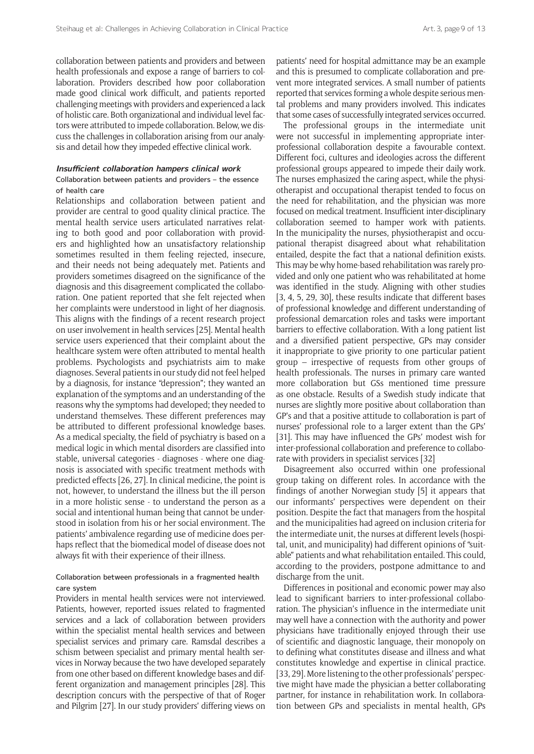collaboration between patients and providers and between health professionals and expose a range of barriers to collaboration. Providers described how poor collaboration made good clinical work difficult, and patients reported challenging meetings with providers and experienced a lack of holistic care. Both organizational and individual level factors were attributed to impede collaboration. Below, we discuss the challenges in collaboration arising from our analysis and detail how they impeded effective clinical work.

### Insufficient collaboration hampers clinical work

#### Collaboration between patients and providers – the essence of health care

Relationships and collaboration between patient and provider are central to good quality clinical practice. The mental health service users articulated narratives relating to both good and poor collaboration with providers and highlighted how an unsatisfactory relationship sometimes resulted in them feeling rejected, insecure, and their needs not being adequately met. Patients and providers sometimes disagreed on the significance of the diagnosis and this disagreement complicated the collaboration. One patient reported that she felt rejected when her complaints were understood in light of her diagnosis. This aligns with the findings of a recent research project on user involvement in health services [25]. Mental health service users experienced that their complaint about the healthcare system were often attributed to mental health problems. Psychologists and psychiatrists aim to make diagnoses. Several patients in our study did not feel helped by a diagnosis, for instance "depression"; they wanted an explanation of the symptoms and an understanding of the reasons why the symptoms had developed; they needed to understand themselves. These different preferences may be attributed to different professional knowledge bases. As a medical specialty, the field of psychiatry is based on a medical logic in which mental disorders are classified into stable, universal categories - diagnoses - where one diagnosis is associated with specific treatment methods with predicted effects [26, 27]. In clinical medicine, the point is not, however, to understand the illness but the ill person in a more holistic sense - to understand the person as a social and intentional human being that cannot be understood in isolation from his or her social environment. The patients' ambivalence regarding use of medicine does perhaps reflect that the biomedical model of disease does not always fit with their experience of their illness.

#### Collaboration between professionals in a fragmented health care system

Providers in mental health services were not interviewed. Patients, however, reported issues related to fragmented services and a lack of collaboration between providers within the specialist mental health services and between specialist services and primary care. Ramsdal describes a schism between specialist and primary mental health services in Norway because the two have developed separately from one other based on different knowledge bases and different organization and management principles [28]. This description concurs with the perspective of that of Roger and Pilgrim [27]. In our study providers' differing views on patients' need for hospital admittance may be an example and this is presumed to complicate collaboration and prevent more integrated services. A small number of patients reported that services forming a whole despite serious mental problems and many providers involved. This indicates that some cases of successfully integrated services occurred.

The professional groups in the intermediate unit were not successful in implementing appropriate interprofessional collaboration despite a favourable context. Different foci, cultures and ideologies across the different professional groups appeared to impede their daily work. The nurses emphasized the caring aspect, while the physiotherapist and occupational therapist tended to focus on the need for rehabilitation, and the physician was more focused on medical treatment. Insufficient inter-disciplinary collaboration seemed to hamper work with patients. In the municipality the nurses, physiotherapist and occupational therapist disagreed about what rehabilitation entailed, despite the fact that a national definition exists. This may be why home-based rehabilitation was rarely provided and only one patient who was rehabilitated at home was identified in the study. Aligning with other studies [3, 4, 5, 29, 30], these results indicate that different bases of professional knowledge and different understanding of professional demarcation roles and tasks were important barriers to effective collaboration. With a long patient list and a diversified patient perspective, GPs may consider it inappropriate to give priority to one particular patient group – irrespective of requests from other groups of health professionals. The nurses in primary care wanted more collaboration but GSs mentioned time pressure as one obstacle. Results of a Swedish study indicate that nurses are slightly more positive about collaboration than GP's and that a positive attitude to collaboration is part of nurses' professional role to a larger extent than the GPs' [31]. This may have influenced the GPs' modest wish for inter-professional collaboration and preference to collaborate with providers in specialist services [32]

Disagreement also occurred within one professional group taking on different roles. In accordance with the findings of another Norwegian study [5] it appears that our informants' perspectives were dependent on their position. Despite the fact that managers from the hospital and the municipalities had agreed on inclusion criteria for the intermediate unit, the nurses at different levels (hospital, unit, and municipality) had different opinions of "suitable" patients and what rehabilitation entailed. This could, according to the providers, postpone admittance to and discharge from the unit.

Differences in positional and economic power may also lead to significant barriers to inter-professional collaboration. The physician's influence in the intermediate unit may well have a connection with the authority and power physicians have traditionally enjoyed through their use of scientific and diagnostic language, their monopoly on to defining what constitutes disease and illness and what constitutes knowledge and expertise in clinical practice. [33, 29]. More listening to the other professionals' perspective might have made the physician a better collaborating partner, for instance in rehabilitation work. In collaboration between GPs and specialists in mental health, GPs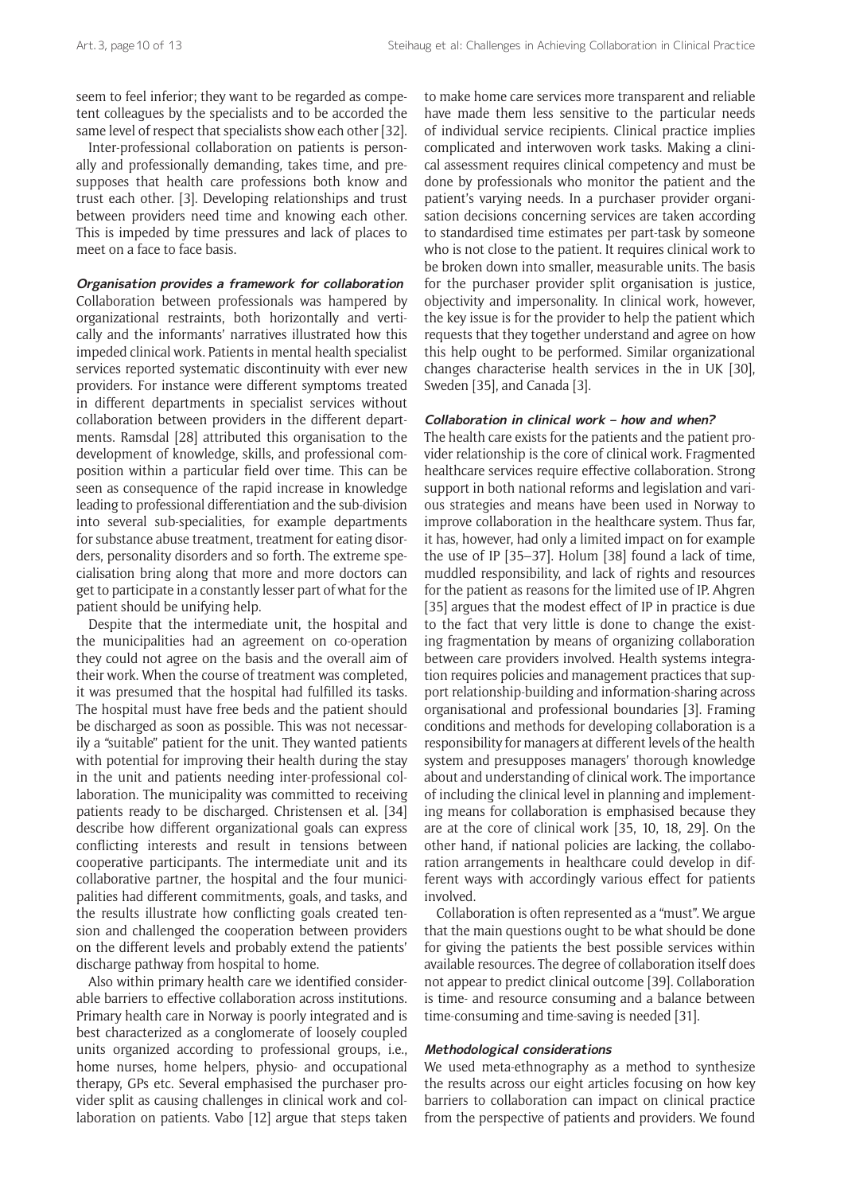seem to feel inferior; they want to be regarded as competent colleagues by the specialists and to be accorded the same level of respect that specialists show each other [32].

Inter-professional collaboration on patients is personally and professionally demanding, takes time, and presupposes that health care professions both know and trust each other. [3]. Developing relationships and trust between providers need time and knowing each other. This is impeded by time pressures and lack of places to meet on a face to face basis.

### *Organisation provides a framework for collaboration*

Collaboration between professionals was hampered by organizational restraints, both horizontally and vertically and the informants' narratives illustrated how this impeded clinical work. Patients in mental health specialist services reported systematic discontinuity with ever new providers. For instance were different symptoms treated in different departments in specialist services without collaboration between providers in the different departments. Ramsdal [28] attributed this organisation to the development of knowledge, skills, and professional composition within a particular field over time. This can be seen as consequence of the rapid increase in knowledge leading to professional differentiation and the sub-division into several sub-specialities, for example departments for substance abuse treatment, treatment for eating disorders, personality disorders and so forth. The extreme specialisation bring along that more and more doctors can get to participate in a constantly lesser part of what for the patient should be unifying help.

Despite that the intermediate unit, the hospital and the municipalities had an agreement on co-operation they could not agree on the basis and the overall aim of their work. When the course of treatment was completed, it was presumed that the hospital had fulfilled its tasks. The hospital must have free beds and the patient should be discharged as soon as possible. This was not necessarily a "suitable" patient for the unit. They wanted patients with potential for improving their health during the stay in the unit and patients needing inter-professional collaboration. The municipality was committed to receiving patients ready to be discharged. Christensen et al. [34] describe how different organizational goals can express conflicting interests and result in tensions between cooperative participants. The intermediate unit and its collaborative partner, the hospital and the four municipalities had different commitments, goals, and tasks, and the results illustrate how conflicting goals created tension and challenged the cooperation between providers on the different levels and probably extend the patients' discharge pathway from hospital to home.

Also within primary health care we identified considerable barriers to effective collaboration across institutions. Primary health care in Norway is poorly integrated and is best characterized as a conglomerate of loosely coupled units organized according to professional groups, i.e., home nurses, home helpers, physio- and occupational therapy, GPs etc. Several emphasised the purchaser provider split as causing challenges in clinical work and collaboration on patients. Vabø [12] argue that steps taken to make home care services more transparent and reliable have made them less sensitive to the particular needs of individual service recipients. Clinical practice implies complicated and interwoven work tasks. Making a clinical assessment requires clinical competency and must be done by professionals who monitor the patient and the patient's varying needs. In a purchaser provider organisation decisions concerning services are taken according to standardised time estimates per part-task by someone who is not close to the patient. It requires clinical work to be broken down into smaller, measurable units. The basis for the purchaser provider split organisation is justice, objectivity and impersonality. In clinical work, however, the key issue is for the provider to help the patient which requests that they together understand and agree on how this help ought to be performed. Similar organizational changes characterise health services in the in UK [30], Sweden [35], and Canada [3].

### *Collaboration in clinical work – how and when?*

The health care exists for the patients and the patient provider relationship is the core of clinical work. Fragmented healthcare services require effective collaboration. Strong support in both national reforms and legislation and various strategies and means have been used in Norway to improve collaboration in the healthcare system. Thus far, it has, however, had only a limited impact on for example the use of IP [35–37]. Holum [38] found a lack of time, muddled responsibility, and lack of rights and resources for the patient as reasons for the limited use of IP. Ahgren [35] argues that the modest effect of IP in practice is due to the fact that very little is done to change the existing fragmentation by means of organizing collaboration between care providers involved. Health systems integration requires policies and management practices that support relationship-building and information-sharing across organisational and professional boundaries [3]. Framing conditions and methods for developing collaboration is a responsibility for managers at different levels of the health system and presupposes managers' thorough knowledge about and understanding of clinical work. The importance of including the clinical level in planning and implementing means for collaboration is emphasised because they are at the core of clinical work [35, 10, 18, 29]. On the other hand, if national policies are lacking, the collaboration arrangements in healthcare could develop in different ways with accordingly various effect for patients involved.

Collaboration is often represented as a "must". We argue that the main questions ought to be what should be done for giving the patients the best possible services within available resources. The degree of collaboration itself does not appear to predict clinical outcome [39]. Collaboration is time- and resource consuming and a balance between time-consuming and time-saving is needed [31].

### *Methodological considerations*

We used meta-ethnography as a method to synthesize the results across our eight articles focusing on how key barriers to collaboration can impact on clinical practice from the perspective of patients and providers. We found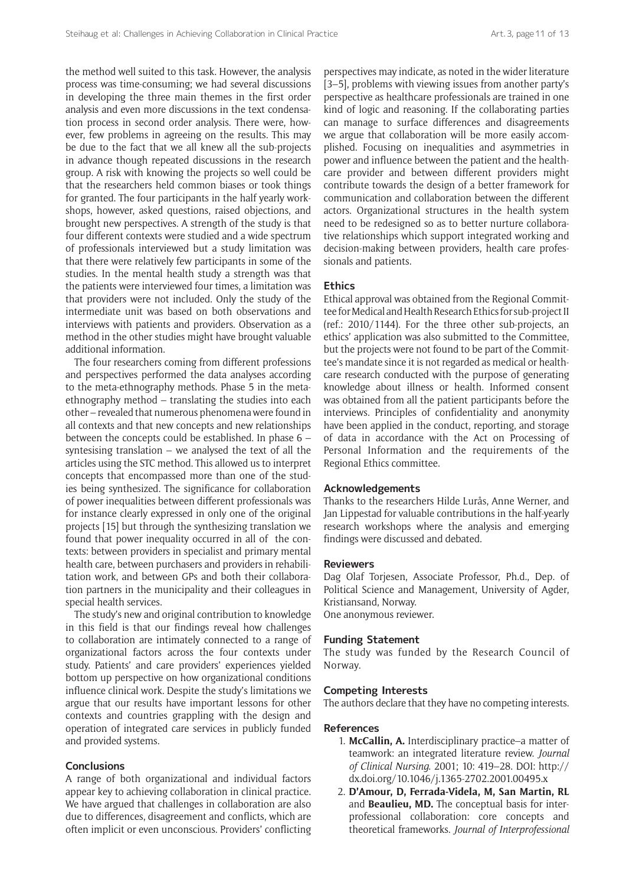the method well suited to this task. However, the analysis process was time-consuming; we had several discussions in developing the three main themes in the first order analysis and even more discussions in the text condensation process in second order analysis. There were, however, few problems in agreeing on the results. This may be due to the fact that we all knew all the sub-projects in advance though repeated discussions in the research group. A risk with knowing the projects so well could be that the researchers held common biases or took things for granted. The four participants in the half yearly workshops, however, asked questions, raised objections, and brought new perspectives. A strength of the study is that four different contexts were studied and a wide spectrum of professionals interviewed but a study limitation was that there were relatively few participants in some of the studies. In the mental health study a strength was that the patients were interviewed four times, a limitation was that providers were not included. Only the study of the intermediate unit was based on both observations and interviews with patients and providers. Observation as a method in the other studies might have brought valuable additional information.

The four researchers coming from different professions and perspectives performed the data analyses according to the meta-ethnography methods. Phase 5 in the meta-ethnography method – translating the studies into each other – revealed that numerous phenomena were found in all contexts and that new concepts and new relationships between the concepts could be established. In phase 6 – syntesising translation – we analysed the text of all the articles using the STC method. This allowed us to interpret concepts that encompassed more than one of the studies being synthesized. The significance for collaboration of power inequalities between different professionals was for instance clearly expressed in only one of the original projects [15] but through the synthesizing translation we found that power inequality occurred in all of the contexts: between providers in specialist and primary mental health care, between purchasers and providers in rehabilitation work, and between GPs and both their collaboration partners in the municipality and their colleagues in special health services.

The study's new and original contribution to knowledge in this field is that our findings reveal how challenges to collaboration are intimately connected to a range of organizational factors across the four contexts under study. Patients' and care providers' experiences yielded bottom up perspective on how organizational conditions influence clinical work. Despite the study's limitations we argue that our results have important lessons for other contexts and countries grappling with the design and operation of integrated care services in publicly funded and provided systems.

## Conclusions

A range of both organizational and individual factors appear key to achieving collaboration in clinical practice. We have argued that challenges in collaboration are also due to differences, disagreement and conflicts, which are often implicit or even unconscious. Providers' conflicting perspectives may indicate, as noted in the wider literature [3–5], problems with viewing issues from another party's perspective as healthcare professionals are trained in one kind of logic and reasoning. If the collaborating parties can manage to surface differences and disagreements we argue that collaboration will be more easily accomplished. Focusing on inequalities and asymmetries in power and influence between the patient and the healthcare provider and between different providers might contribute towards the design of a better framework for communication and collaboration between the different actors. Organizational structures in the health system need to be redesigned so as to better nurture collaborative relationships which support integrated working and decision-making between providers, health care professionals and patients.

## Ethics

Ethical approval was obtained from the Regional Committee for Medical and Health Research Ethics for sub-project II (ref.: 2010/1144). For the three other sub-projects, an ethics' application was also submitted to the Committee, but the projects were not found to be part of the Committee's mandate since it is not regarded as medical or healthcare research conducted with the purpose of generating knowledge about illness or health. Informed consent was obtained from all the patient participants before the interviews. Principles of confidentiality and anonymity have been applied in the conduct, reporting, and storage of data in accordance with the Act on Processing of Personal Information and the requirements of the Regional Ethics committee.

## Acknowledgements

Thanks to the researchers Hilde Lurås, Anne Werner, and Jan Lippestad for valuable contributions in the half-yearly research workshops where the analysis and emerging findings were discussed and debated.

## Reviewers

Dag Olaf Torjesen, Associate Professor, Ph.d., Dep. of Political Science and Management, University of Agder, Kristiansand, Norway.

One anonymous reviewer.

## Funding Statement

The study was funded by the Research Council of Norway.

## Competing Interests

The authors declare that they have no competing interests.

## References

1. **McCallin, A.** Interdisciplinary practice–a matter of teamwork: an integrated literature review. *Journal of Clinical Nursing*. 2001; 10: 419–28. DOI: http://dx.doi.org/10.1046/j.1365-2702.2001.00495.x
2. **D'Amour, D, Ferrada-Videla, M, San Martin, RL** and **Beaulieu, MD.** The conceptual basis for interprofessional collaboration: core concepts and theoretical frameworks. *Journal of Interprofessional*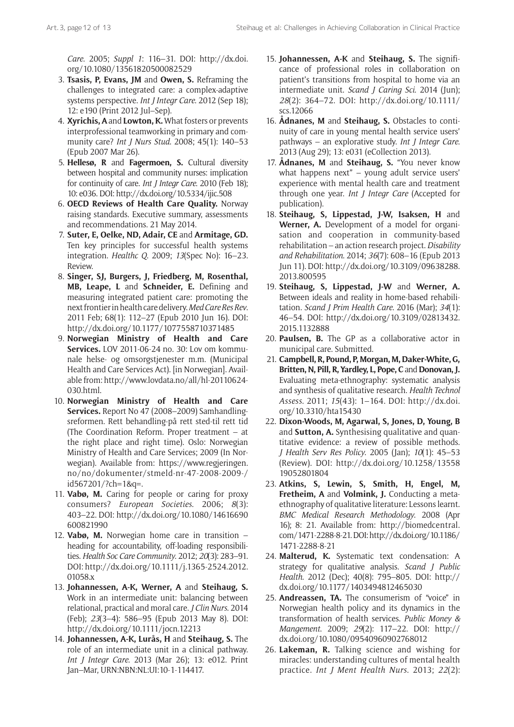*Care*. 2005; *Suppl 1*: 116–31. DOI: http://dx.doi.org/10.1080/13561820500082529

3. **Tsasis, P, Evans, JM** and **Owen, S.** Reframing the challenges to integrated care: a complex-adaptive systems perspective. *Int J Integr Care*. 2012 (Sep 18); 12: e190 (Print 2012 Jul–Sep).
4. **Xyrichis, A** and **Lowton, K.** What fosters or prevents interprofessional teamworking in primary and community care? *Int J Nurs Stud*. 2008; 45(1): 140–53 (Epub 2007 Mar 26).
5. **Hellesø, R** and **Fagermoen, S.** Cultural diversity between hospital and community nurses: implication for continuity of care. *Int J Integr Care*. 2010 (Feb 18); 10: e036. DOI: http://dx.doi.org/10.5334/ijic.508
6. **OECD Reviews of Health Care Quality.** Norway raising standards. Executive summary, assessments and recommendations. 21 May 2014.
7. **Suter, E, Oelke, ND, Adair, CE** and **Armitage, GD.** Ten key principles for successful health systems integration. *Healthc Q*. 2009; *13*(Spec No): 16–23. Review.
8. **Singer, SJ, Burgers, J, Friedberg, M, Rosenthal, MB, Leape, L** and **Schneider, E.** Defining and measuring integrated patient care: promoting the next frontier in health care delivery. *Med Care Res Rev*. 2011 Feb; 68(1): 112–27 (Epub 2010 Jun 16). DOI: http://dx.doi.org/10.1177/1077558710371485
9. **Norwegian Ministry of Health and Care Services.** LOV 2011-06-24 no. 30: Lov om kommunale helse- og omsorgstjenester m.m. (Municipal Health and Care Services Act). [in Norwegian]. Available from: http://www.lovdata.no/all/hl-20110624-030.html.
10. **Norwegian Ministry of Health and Care Services.** Report No 47 (2008–2009) Samhandlingsreformen. Rett behandling-på rett sted-til rett tid (The Coordination Reform. Proper treatment – at the right place and right time). Oslo: Norwegian Ministry of Health and Care Services; 2009 (In Norwegian). Available from: https://www.regjeringen.no/no/dokumenter/stmeld-nr-47-2008-2009-/id567201/?ch=1&q=.
11. **Vabø, M.** Caring for people or caring for proxy consumers? *European Societies*. 2006; *8*(3): 403–22. DOI: http://dx.doi.org/10.1080/14616690600821990
12. **Vabø, M.** Norwegian home care in transition – heading for accountability, off-loading responsibilities. *Health Soc Care Community*. 2012; *20*(3): 283–91. DOI: http://dx.doi.org/10.1111/j.1365-2524.2012.01058.x
13. **Johannessen, A-K, Werner, A** and **Steihaug, S.** Work in an intermediate unit: balancing between relational, practical and moral care. *J Clin Nurs*. 2014 (Feb); *23*(3–4): 586–95 (Epub 2013 May 8). DOI: http://dx.doi.org/10.1111/jocn.12213
14. **Johannessen, A-K, Lurås, H** and **Steihaug, S.** The role of an intermediate unit in a clinical pathway. *Int J Integr Care*. 2013 (Mar 26); 13: e012. Print Jan–Mar, URN:NBN:NL:UI:10-1-114417.
15. **Johannessen, A-K** and **Steihaug, S.** The significance of professional roles in collaboration on patient's transitions from hospital to home via an intermediate unit. *Scand J Caring Sci*. 2014 (Jun); *28*(2): 364–72. DOI: http://dx.doi.org/10.1111/scs.12066
16. **Ådnanes, M** and **Steihaug, S.** Obstacles to continuity of care in young mental health service users' pathways – an explorative study. *Int J Integr Care*. 2013 (Aug 29); 13: e031 (eCollection 2013).
17. **Ådnanes, M** and **Steihaug, S.** "You never know what happens next" – young adult service users' experience with mental health care and treatment through one year. *Int J Integr Care* (Accepted for publication).
18. **Steihaug, S, Lippestad, J-W, Isaksen, H** and **Werner, A.** Development of a model for organisation and cooperation in community-based rehabilitation – an action research project. *Disability and Rehabilitation*. 2014; *36*(7): 608–16 (Epub 2013 Jun 11). DOI: http://dx.doi.org/10.3109/09638288.2013.800595
19. **Steihaug, S, Lippestad, J-W** and **Werner, A.** Between ideals and reality in home-based rehabilitation. *Scand J Prim Health Care*. 2016 (Mar); *34*(1): 46–54. DOI: http://dx.doi.org/10.3109/02813432.2015.1132888
20. **Paulsen, B.** The GP as a collaborative actor in municipal care. Submitted.
21. **Campbell, R, Pound, P, Morgan, M, Daker-White, G, Britten, N, Pill, R, Yardley, L, Pope, C** and **Donovan, J.** Evaluating meta-ethnography: systematic analysis and synthesis of qualitative research. *Health Technol Assess*. 2011; *15*(43): 1–164. DOI: http://dx.doi.org/10.3310/hta15430
22. **Dixon-Woods, M, Agarwal, S, Jones, D, Young, B** and **Sutton, A.** Synthesising qualitative and quantitative evidence: a review of possible methods. *J Health Serv Res Policy*. 2005 (Jan); *10*(1): 45–53 (Review). DOI: http://dx.doi.org/10.1258/1355819052801804
23. **Atkins, S, Lewin, S, Smith, H, Engel, M, Fretheim, A** and **Volmink, J.** Conducting a meta-ethnography of qualitative literature: Lessons learnt. *BMC Medical Research Methodology*. 2008 (Apr 16); 8: 21. Available from: http://biomedcentral.com/1471-2288-8-21. DOI: http://dx.doi.org/10.1186/1471-2288-8-21
24. **Malterud, K.** Systematic text condensation: A strategy for qualitative analysis. *Scand J Public Health*. 2012 (Dec); 40(8): 795–805. DOI: http://dx.doi.org/10.1177/1403494812465030
25. **Andreassen, TA.** The consumerism of "voice" in Norwegian health policy and its dynamics in the transformation of health services. *Public Money & Mangement*. 2009; *29*(2): 117–22. DOI: http://dx.doi.org/10.1080/09540960902768012
26. **Lakeman, R.** Talking science and wishing for miracles: understanding cultures of mental health practice. *Int J Ment Health Nurs*. 2013; *22*(2):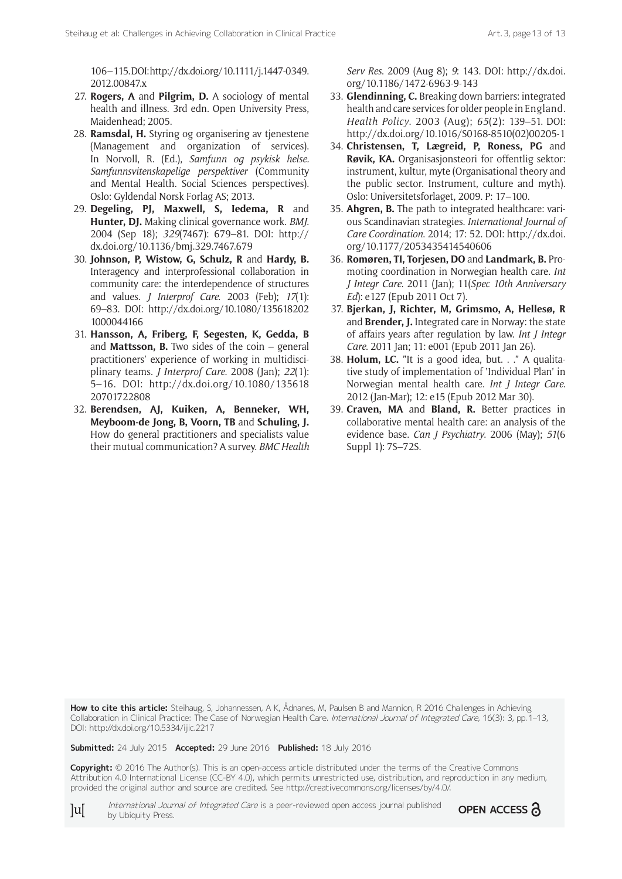106–115.DOI:http://dx.doi.org/10.1111/j.1447-0349.2012.00847.x

27. **Rogers, A** and **Pilgrim, D.** A sociology of mental health and illness. 3rd edn. Open University Press, Maidenhead; 2005.
28. **Ramsdal, H.** Styring og organisering av tjenestene (Management and organization of services). In Norvoll, R. (Ed.), *Samfunn og psykisk helse. Samfunnsvitenskapelige perspektiver* (Community and Mental Health. Social Sciences perspectives). Oslo: Gyldendal Norsk Forlag AS; 2013.
29. **Degeling, PJ, Maxwell, S, Iedema, R** and **Hunter, DJ.** Making clinical governance work. *BMJ*. 2004 (Sep 18); *329*(7467): 679–81. DOI: http://dx.doi.org/10.1136/bmj.329.7467.679
30. **Johnson, P, Wistow, G, Schulz, R** and **Hardy, B.** Interagency and interprofessional collaboration in community care: the interdependence of structures and values. *J Interprof Care*. 2003 (Feb); *17*(1): 69–83. DOI: http://dx.doi.org/10.1080/1356182021000044166
31. **Hansson, A, Friberg, F, Segesten, K, Gedda, B** and **Mattsson, B.** Two sides of the coin – general practitioners' experience of working in multidisciplinary teams. *J Interprof Care*. 2008 (Jan); *22*(1): 5–16. DOI: http://dx.doi.org/10.1080/13561820701722808
32. **Berendsen, AJ, Kuiken, A, Benneker, WH, Meyboom-de Jong, B, Voorn, TB** and **Schuling, J.** How do general practitioners and specialists value their mutual communication? A survey. *BMC Health Serv Res*. 2009 (Aug 8); *9*: 143. DOI: http://dx.doi.org/10.1186/1472-6963-9-143
33. **Glendinning, C.** Breaking down barriers: integrated health and care services for older people in England. *Health Policy*. 2003 (Aug); *65*(2): 139–51. DOI: http://dx.doi.org/10.1016/S0168-8510(02)00205-1
34. **Christensen, T, Lægreid, P, Roness, PG** and **Røvik, KA.** Organisasjonsteori for offentlig sektor: instrument, kultur, myte (Organisational theory and the public sector. Instrument, culture and myth). Oslo: Universitetsforlaget, 2009. P: 17–100.
35. **Ahgren, B.** The path to integrated healthcare: various Scandinavian strategies. *International Journal of Care Coordination*. 2014; 17: 52. DOI: http://dx.doi.org/10.1177/2053435414540606
36. **Romøren, TI, Torjesen, DO** and **Landmark, B.** Promoting coordination in Norwegian health care. *Int J Integr Care*. 2011 (Jan); 11(*Spec 10th Anniversary Ed*): e127 (Epub 2011 Oct 7).
37. **Bjerkan, J, Richter, M, Grimsmo, A, Hellesø, R** and **Brender, J.** Integrated care in Norway: the state of affairs years after regulation by law. *Int J Integr Care*. 2011 Jan; 11: e001 (Epub 2011 Jan 26).
38. **Holum, LC.** "It is a good idea, but. . ." A qualitative study of implementation of 'Individual Plan' in Norwegian mental health care. *Int J Integr Care*. 2012 (Jan-Mar); 12: e15 (Epub 2012 Mar 30).
39. **Craven, MA** and **Bland, R.** Better practices in collaborative mental health care: an analysis of the evidence base. *Can J Psychiatry*. 2006 (May); *51*(6 Suppl 1): 7S–72S.

**How to cite this article:** Steihaug, S, Johannessen, A K, Ådnanes, M, Paulsen B and Mannion, R 2016 Challenges in Achieving Collaboration in Clinical Practice: The Case of Norwegian Health Care. *International Journal of Integrated Care*, 16(3): 3, pp. 1–13, DOI: http://dx.doi.org/10.5334/ijic.2217

**Submitted:** 24 July 2015 **Accepted:** 29 June 2016 **Published:** 18 July 2016

**Copyright:** © 2016 The Author(s). This is an open-access article distributed under the terms of the Creative Commons Attribution 4.0 International License (CC-BY 4.0), which permits unrestricted use, distribution, and reproduction in any medium, provided the original author and source are credited. See http://creativecommons.org/licenses/by/4.0/.

*International Journal of Integrated Care* is a peer-reviewed open access journal published by Ubiquity Press.

OPEN ACCESS